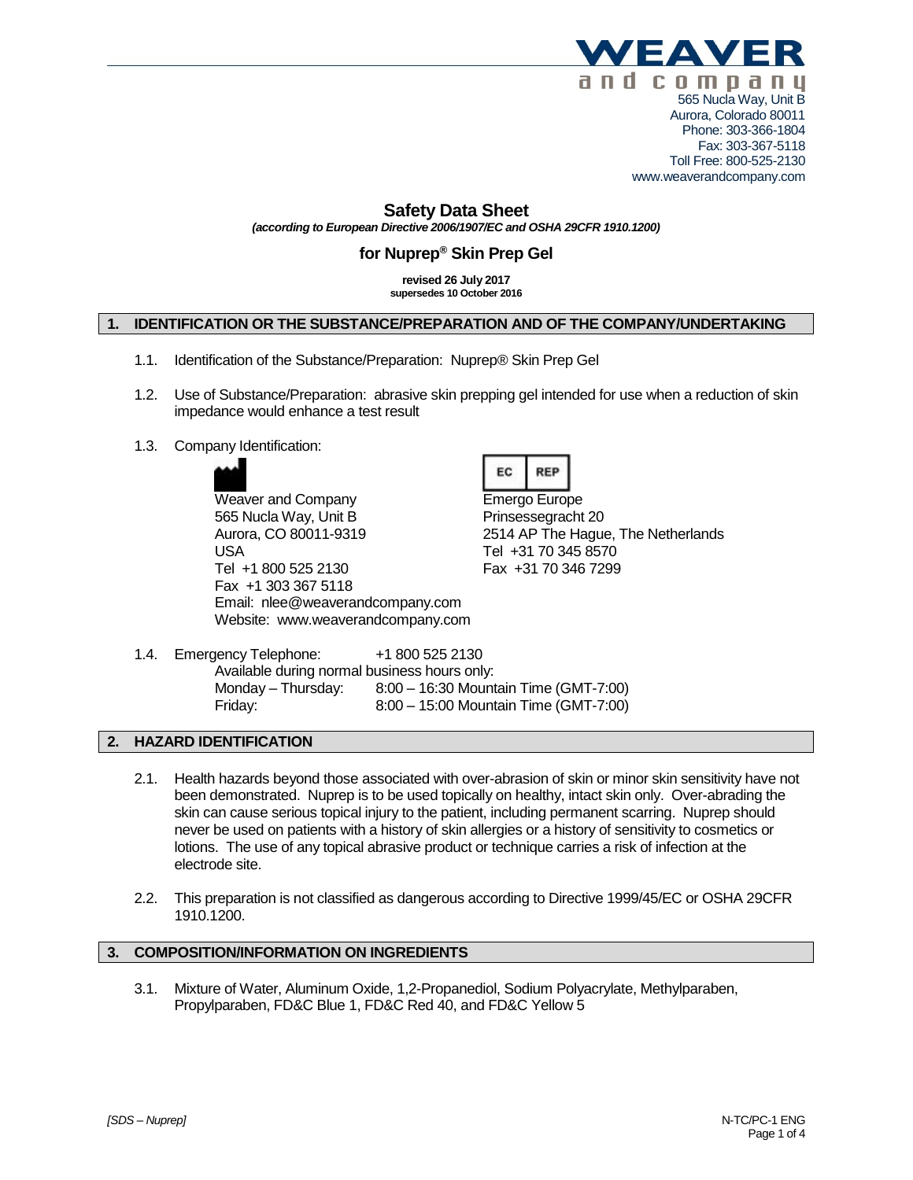**WEAVER and company**

565 Nucla Way, Unit B
Aurora, Colorado 80011
Phone: 303-366-1804
Fax: 303-367-5118
Toll Free: 800-525-2130
www.weaverandcompany.com

# Safety Data Sheet

*(according to European Directive 2006/1907/EC and OSHA 29CFR 1910.1200)*

## for Nuprep® Skin Prep Gel

**revised 26 July 2017**
**supersedes 10 October 2016**

## 1. IDENTIFICATION OR THE SUBSTANCE/PREPARATION AND OF THE COMPANY/UNDERTAKING

1.1. Identification of the Substance/Preparation: Nuprep® Skin Prep Gel

1.2. Use of Substance/Preparation: abrasive skin prepping gel intended for use when a reduction of skin impedance would enhance a test result

1.3. Company Identification:

Weaver and Company
565 Nucla Way, Unit B
Aurora, CO 80011-9319
USA
Tel +1 800 525 2130
Fax +1 303 367 5118
Email: nlee@weaverandcompany.com
Website: www.weaverandcompany.com

EC REP
Emergo Europe
Prinsessegracht 20
2514 AP The Hague, The Netherlands
Tel +31 70 345 8570
Fax +31 70 346 7299

1.4. Emergency Telephone: +1 800 525 2130
Available during normal business hours only:
Monday – Thursday: 8:00 – 16:30 Mountain Time (GMT-7:00)
Friday: 8:00 – 15:00 Mountain Time (GMT-7:00)

## 2. HAZARD IDENTIFICATION

2.1. Health hazards beyond those associated with over-abrasion of skin or minor skin sensitivity have not been demonstrated. Nuprep is to be used topically on healthy, intact skin only. Over-abrading the skin can cause serious topical injury to the patient, including permanent scarring. Nuprep should never be used on patients with a history of skin allergies or a history of sensitivity to cosmetics or lotions. The use of any topical abrasive product or technique carries a risk of infection at the electrode site.

2.2. This preparation is not classified as dangerous according to Directive 1999/45/EC or OSHA 29CFR 1910.1200.

## 3. COMPOSITION/INFORMATION ON INGREDIENTS

3.1. Mixture of Water, Aluminum Oxide, 1,2-Propanediol, Sodium Polyacrylate, Methylparaben, Propylparaben, FD&C Blue 1, FD&C Red 40, and FD&C Yellow 5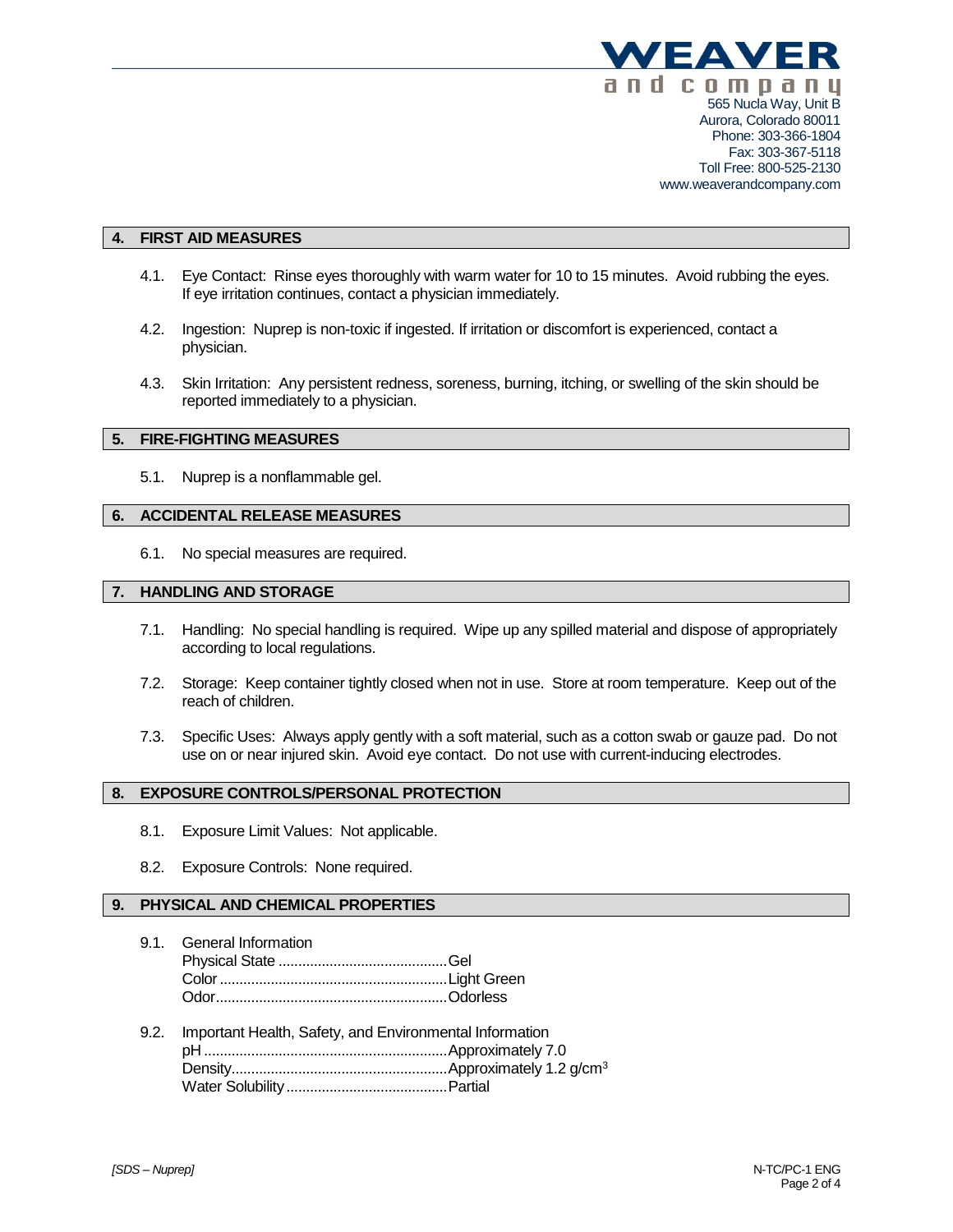## 4. FIRST AID MEASURES

4.1. Eye Contact: Rinse eyes thoroughly with warm water for 10 to 15 minutes. Avoid rubbing the eyes. If eye irritation continues, contact a physician immediately.

4.2. Ingestion: Nuprep is non-toxic if ingested. If irritation or discomfort is experienced, contact a physician.

4.3. Skin Irritation: Any persistent redness, soreness, burning, itching, or swelling of the skin should be reported immediately to a physician.

## 5. FIRE-FIGHTING MEASURES

5.1. Nuprep is a nonflammable gel.

## 6. ACCIDENTAL RELEASE MEASURES

6.1. No special measures are required.

## 7. HANDLING AND STORAGE

7.1. Handling: No special handling is required. Wipe up any spilled material and dispose of appropriately according to local regulations.

7.2. Storage: Keep container tightly closed when not in use. Store at room temperature. Keep out of the reach of children.

7.3. Specific Uses: Always apply gently with a soft material, such as a cotton swab or gauze pad. Do not use on or near injured skin. Avoid eye contact. Do not use with current-inducing electrodes.

## 8. EXPOSURE CONTROLS/PERSONAL PROTECTION

8.1. Exposure Limit Values: Not applicable.

8.2. Exposure Controls: None required.

## 9. PHYSICAL AND CHEMICAL PROPERTIES

9.1. General Information

Physical State .......................................... Gel
Color ........................................................ Light Green
Odor.......................................................... Odorless

9.2. Important Health, Safety, and Environmental Information

pH ............................................................ Approximately 7.0
Density...................................................... Approximately 1.2 g/cm$^3$
Water Solubility ........................................ Partial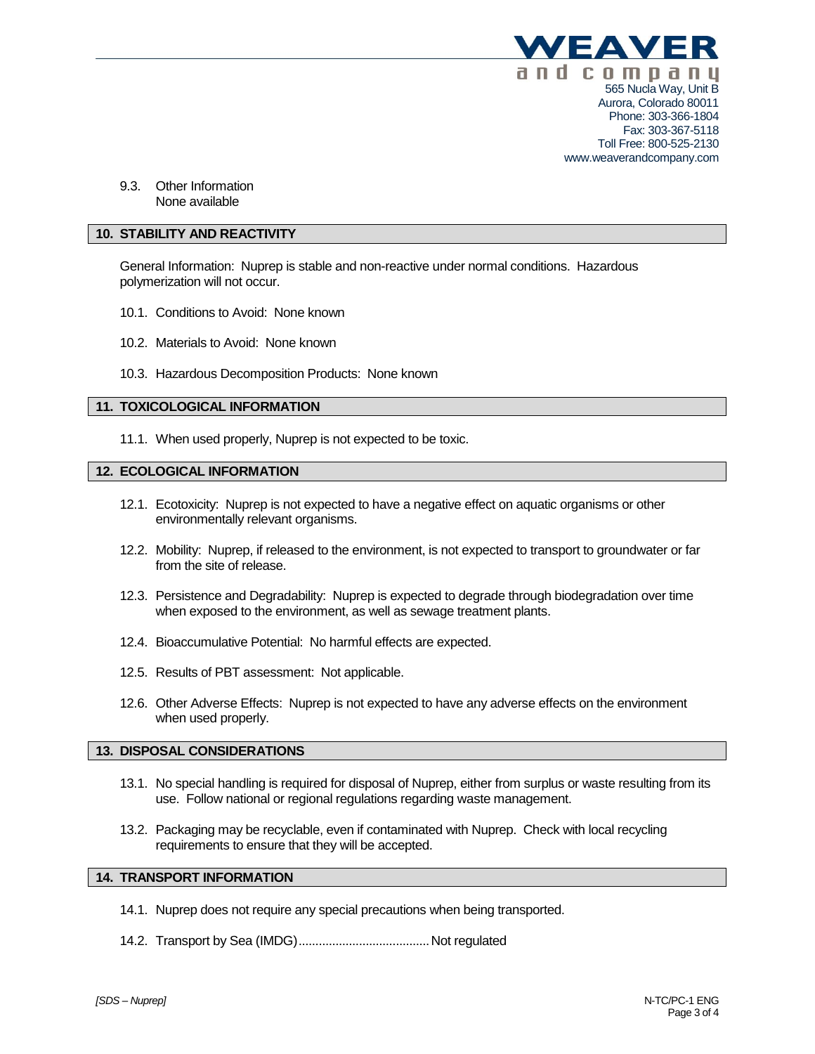9.3. Other Information
None available

## 10. STABILITY AND REACTIVITY

General Information: Nuprep is stable and non-reactive under normal conditions. Hazardous polymerization will not occur.

10.1. Conditions to Avoid: None known

10.2. Materials to Avoid: None known

10.3. Hazardous Decomposition Products: None known

## 11. TOXICOLOGICAL INFORMATION

11.1. When used properly, Nuprep is not expected to be toxic.

## 12. ECOLOGICAL INFORMATION

12.1. Ecotoxicity: Nuprep is not expected to have a negative effect on aquatic organisms or other environmentally relevant organisms.

12.2. Mobility: Nuprep, if released to the environment, is not expected to transport to groundwater or far from the site of release.

12.3. Persistence and Degradability: Nuprep is expected to degrade through biodegradation over time when exposed to the environment, as well as sewage treatment plants.

12.4. Bioaccumulative Potential: No harmful effects are expected.

12.5. Results of PBT assessment: Not applicable.

12.6. Other Adverse Effects: Nuprep is not expected to have any adverse effects on the environment when used properly.

## 13. DISPOSAL CONSIDERATIONS

13.1. No special handling is required for disposal of Nuprep, either from surplus or waste resulting from its use. Follow national or regional regulations regarding waste management.

13.2. Packaging may be recyclable, even if contaminated with Nuprep. Check with local recycling requirements to ensure that they will be accepted.

## 14. TRANSPORT INFORMATION

14.1. Nuprep does not require any special precautions when being transported.

14.2. Transport by Sea (IMDG)......................................Not regulated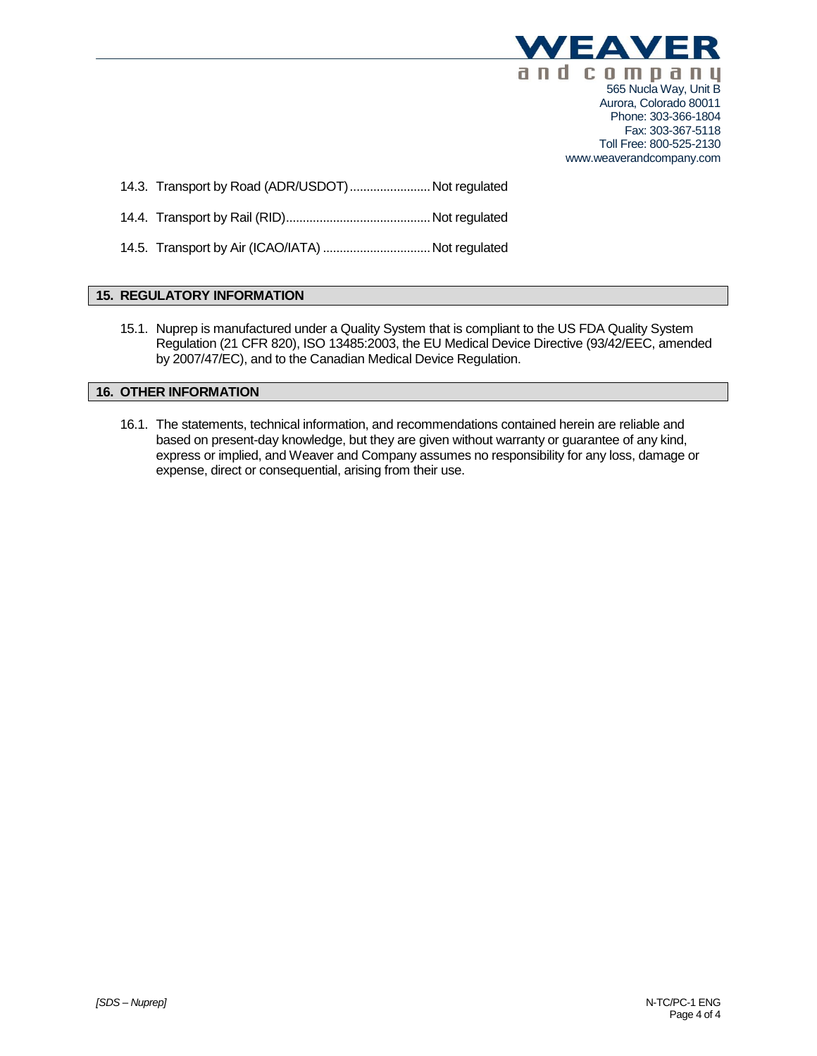14.3. Transport by Road (ADR/USDOT)........................Not regulated

14.4. Transport by Rail (RID)..........................................Not regulated

14.5. Transport by Air (ICAO/IATA) ................................Not regulated

## 15. REGULATORY INFORMATION

15.1. Nuprep is manufactured under a Quality System that is compliant to the US FDA Quality System Regulation (21 CFR 820), ISO 13485:2003, the EU Medical Device Directive (93/42/EEC, amended by 2007/47/EC), and to the Canadian Medical Device Regulation.

## 16. OTHER INFORMATION

16.1. The statements, technical information, and recommendations contained herein are reliable and based on present-day knowledge, but they are given without warranty or guarantee of any kind, express or implied, and Weaver and Company assumes no responsibility for any loss, damage or expense, direct or consequential, arising from their use.